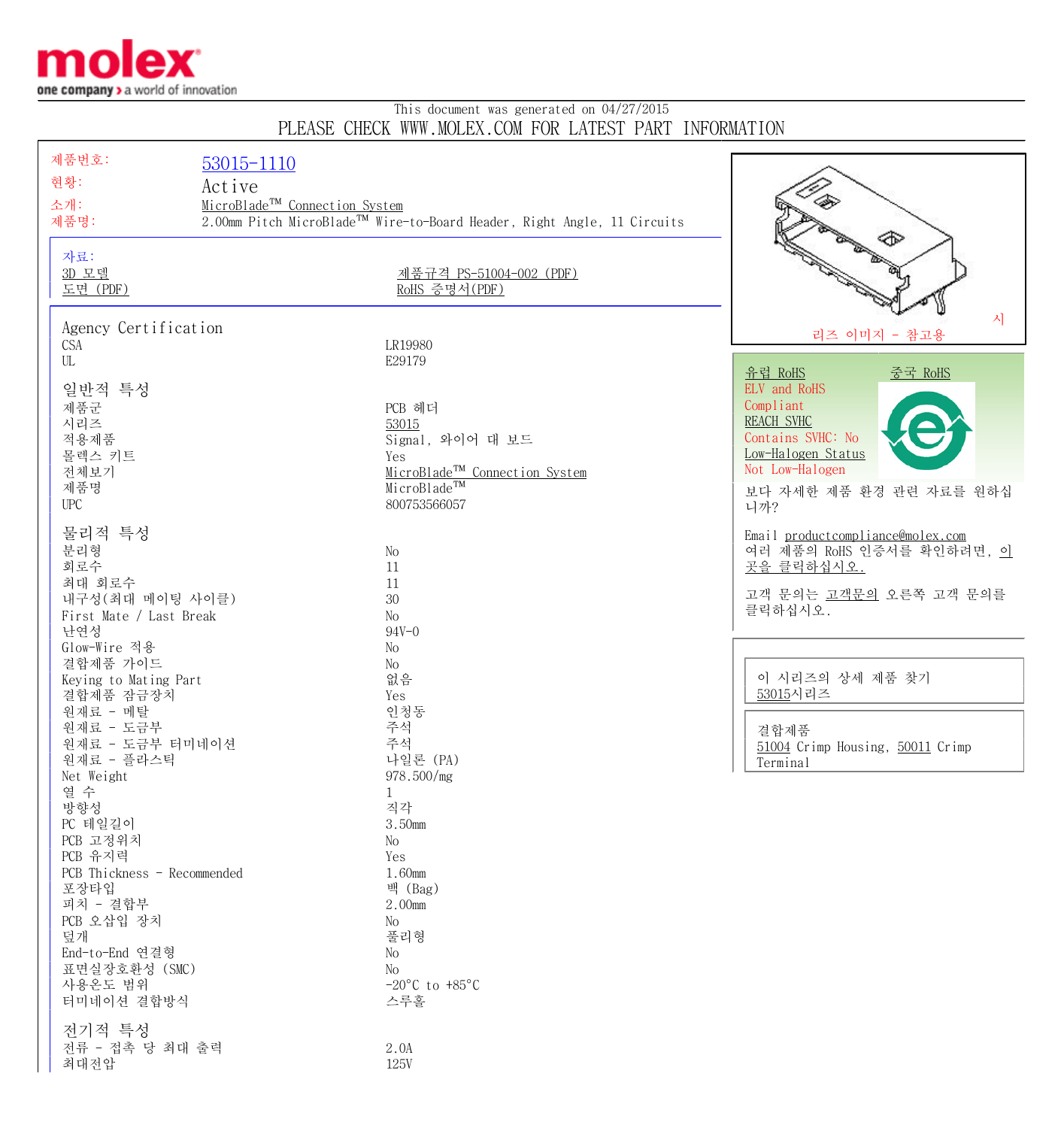molex

one company > a world of innovation

This document was generated on 04/27/2015

PLEASE CHECK WWW.MOLEX.COM FOR LATEST PART INFORMATION

| | |
|---|---|
| 제품번호: | 53015-1110 |
| 현황: | Active |
| 소개: | MicroBlade™ Connection System |
| 제품명: | 2.00mm Pitch MicroBlade™ Wire-to-Board Header, Right Angle, 11 Circuits |

자료:

- 3D 모델
- 도면 (PDF)
- 제품규격 PS-51004-002 (PDF)
- RoHS 증명서(PDF)

시리즈 이미지 - 참고용

## Agency Certification

| | |
|---|---|
| CSA | LR19980 |
| UL | E29179 |

## 일반적 특성

| | |
|---|---|
| 제품군 | PCB 헤더 |
| 시리즈 | 53015 |
| 적용제품 | Signal, 와이어 대 보드 |
| 몰렉스 키트 | Yes |
| 전체보기 | MicroBlade™ Connection System |
| 제품명 | MicroBlade™ |
| UPC | 800753566057 |

## 물리적 특성

| | |
|---|---|
| 분리형 | No |
| 회로수 | 11 |
| 최대 회로수 | 11 |
| 내구성(최대 메이팅 사이클) | 30 |
| First Mate / Last Break | No |
| 난연성 | 94V-0 |
| Glow-Wire 적용 | No |
| 결합제품 가이드 | No |
| Keying to Mating Part | 없음 |
| 결합제품 잠금장치 | Yes |
| 원재료 - 메탈 | 인청동 |
| 원재료 - 도금부 | 주석 |
| 원재료 - 도금부 터미네이션 | 주석 |
| 원재료 - 플라스틱 | 나일론 (PA) |
| Net Weight | 978.500/mg |
| 열 수 | 1 |
| 방향성 | 직각 |
| PC 테일길이 | 3.50mm |
| PCB 고정위치 | No |
| PCB 유지력 | Yes |
| PCB Thickness - Recommended | 1.60mm |
| 포장타입 | 백 (Bag) |
| 피치 - 결합부 | 2.00mm |
| PCB 오삽입 장치 | No |
| 덮개 | 풀리형 |
| End-to-End 연결형 | No |
| 표면실장호환성 (SMC) | No |
| 사용온도 범위 | -20°C to +85°C |
| 터미네이션 결합방식 | 스루홀 |

## 전기적 특성

| | |
|---|---|
| 전류 - 접촉 당 최대 출력 | 2.0A |
| 최대전압 | 125V |

유럽 RoHS

ELV and RoHS Compliant

REACH SVHC

Contains SVHC: No

Low-Halogen Status

Not Low-Halogen

중국 RoHS

보다 자세한 제품 환경 관련 자료를 원하십니까?

Email productcompliance@molex.com

여러 제품의 RoHS 인증서를 확인하려면, 이곳을 클릭하십시오.

고객 문의는 고객문의 오른쪽 고객 문의를 클릭하십시오.

이 시리즈의 상세 제품 찾기

53015시리즈

결합제품

51004 Crimp Housing, 50011 Crimp Terminal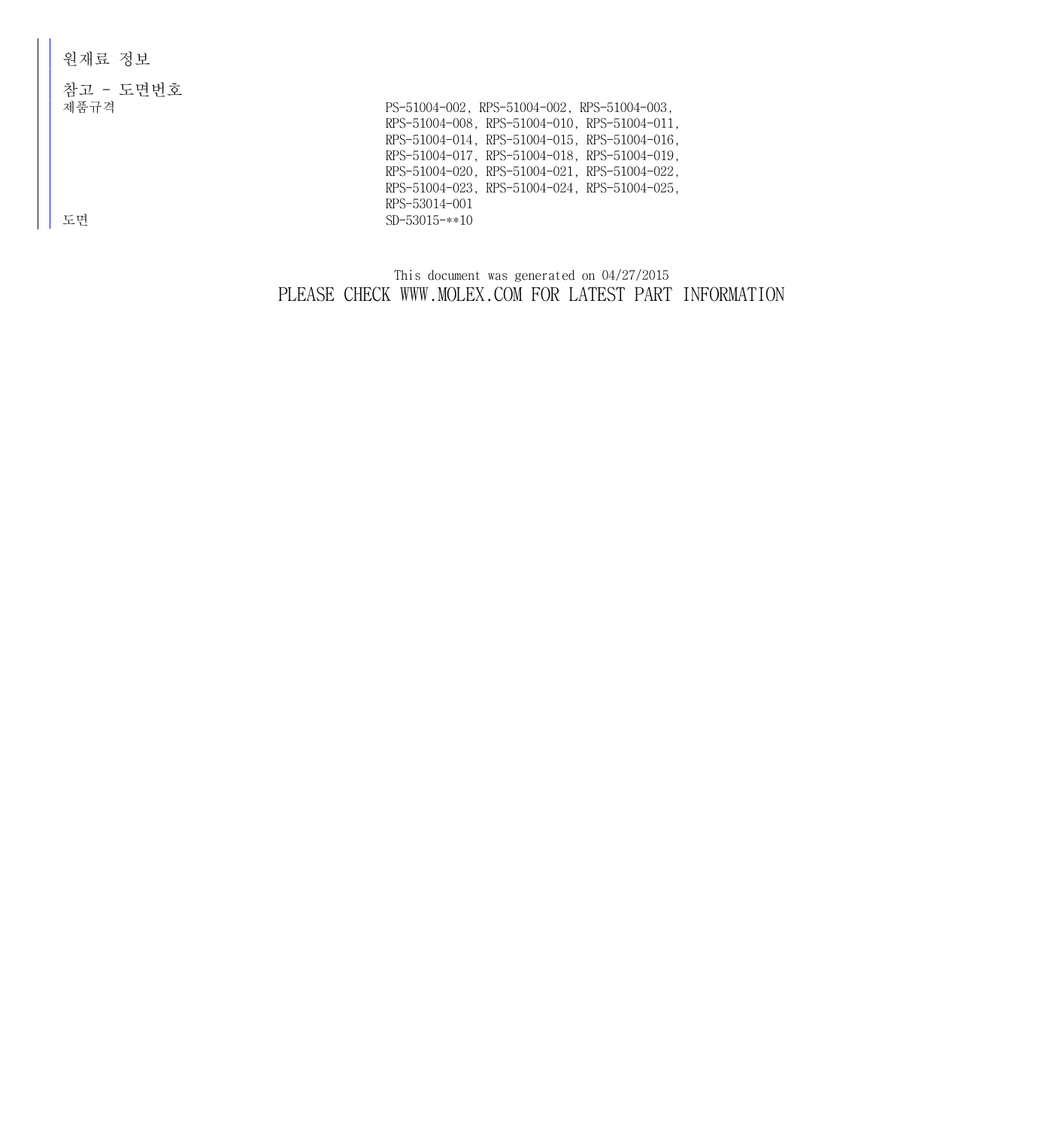## 원재료 정보

## 참고 - 도면번호

| | |
|---|---|
| 제품규격 | PS-51004-002, RPS-51004-002, RPS-51004-003, RPS-51004-008, RPS-51004-010, RPS-51004-011, RPS-51004-014, RPS-51004-015, RPS-51004-016, RPS-51004-017, RPS-51004-018, RPS-51004-019, RPS-51004-020, RPS-51004-021, RPS-51004-022, RPS-51004-023, RPS-51004-024, RPS-51004-025, RPS-53014-001 |
| 도면 | SD-53015-**10 |

This document was generated on 04/27/2015

PLEASE CHECK WWW.MOLEX.COM FOR LATEST PART INFORMATION